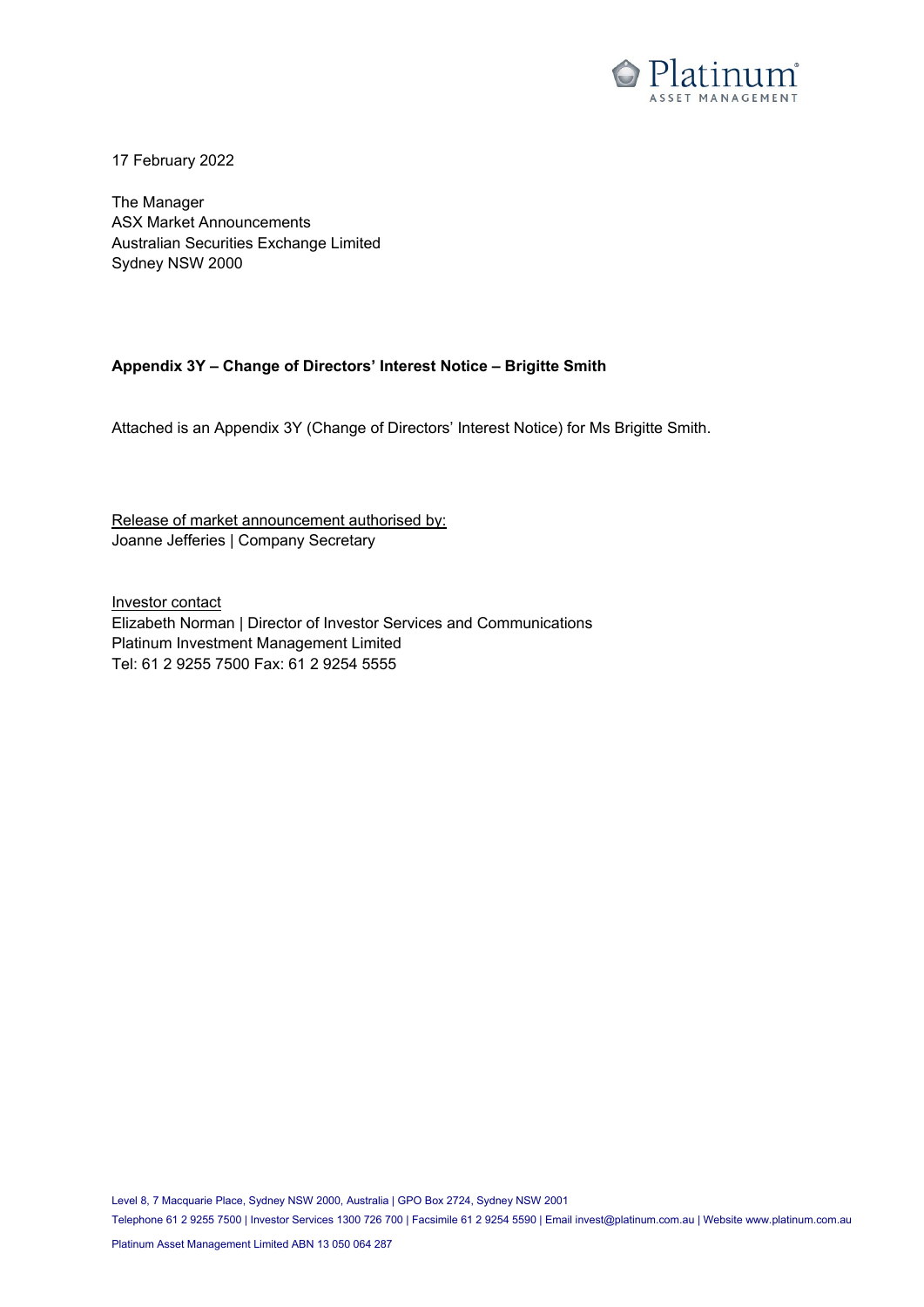17 February 2022

The Manager
ASX Market Announcements
Australian Securities Exchange Limited
Sydney NSW 2000

**Appendix 3Y – Change of Directors' Interest Notice – Brigitte Smith**

Attached is an Appendix 3Y (Change of Directors' Interest Notice) for Ms Brigitte Smith.

Release of market announcement authorised by:
Joanne Jefferies | Company Secretary

Investor contact
Elizabeth Norman | Director of Investor Services and Communications
Platinum Investment Management Limited
Tel: 61 2 9255 7500 Fax: 61 2 9254 5555

Level 8, 7 Macquarie Place, Sydney NSW 2000, Australia | GPO Box 2724, Sydney NSW 2001
Telephone 61 2 9255 7500 | Investor Services 1300 726 700 | Facsimile 61 2 9254 5590 | Email invest@platinum.com.au | Website www.platinum.com.au

Platinum Asset Management Limited ABN 13 050 064 287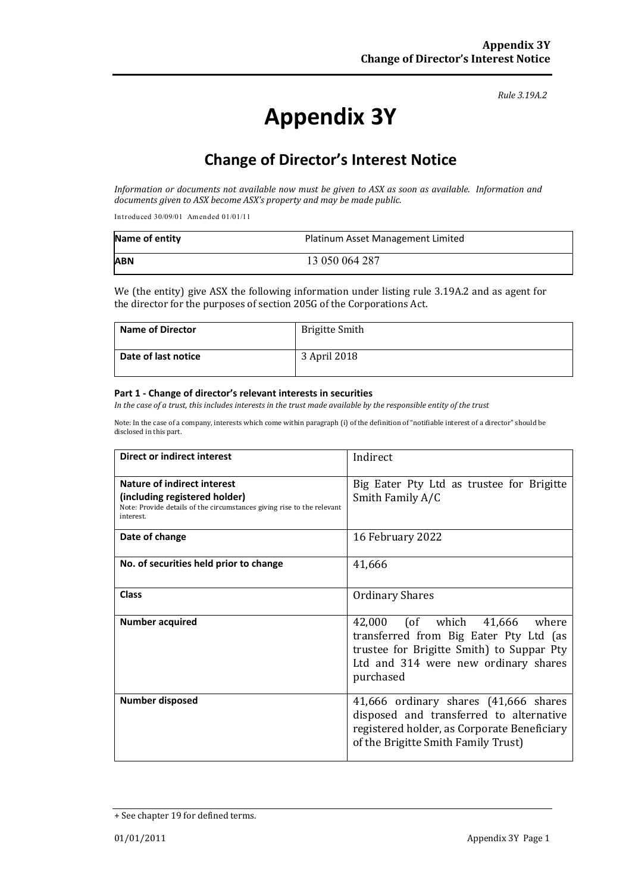*Rule 3.19A.2*

# Appendix 3Y

## Change of Director's Interest Notice

*Information or documents not available now must be given to ASX as soon as available. Information and documents given to ASX become ASX's property and may be made public.*

Introduced 30/09/01 Amended 01/01/11

| | |
|---|---|
| **Name of entity** | Platinum Asset Management Limited |
| **ABN** | 13 050 064 287 |

We (the entity) give ASX the following information under listing rule 3.19A.2 and as agent for the director for the purposes of section 205G of the Corporations Act.

| | |
|---|---|
| **Name of Director** | Brigitte Smith |
| **Date of last notice** | 3 April 2018 |

#### Part 1 - Change of director's relevant interests in securities

*In the case of a trust, this includes interests in the trust made available by the responsible entity of the trust*

Note: In the case of a company, interests which come within paragraph (i) of the definition of "notifiable interest of a director" should be disclosed in this part.

| | |
|---|---|
| **Direct or indirect interest** | Indirect |
| **Nature of indirect interest (including registered holder)**<br>Note: Provide details of the circumstances giving rise to the relevant interest. | Big Eater Pty Ltd as trustee for Brigitte Smith Family A/C |
| **Date of change** | 16 February 2022 |
| **No. of securities held prior to change** | 41,666 |
| **Class** | Ordinary Shares |
| **Number acquired** | 42,000 (of which 41,666 where transferred from Big Eater Pty Ltd (as trustee for Brigitte Smith) to Suppar Pty Ltd and 314 were new ordinary shares purchased |
| **Number disposed** | 41,666 ordinary shares (41,666 shares disposed and transferred to alternative registered holder, as Corporate Beneficiary of the Brigitte Smith Family Trust) |

+ See chapter 19 for defined terms.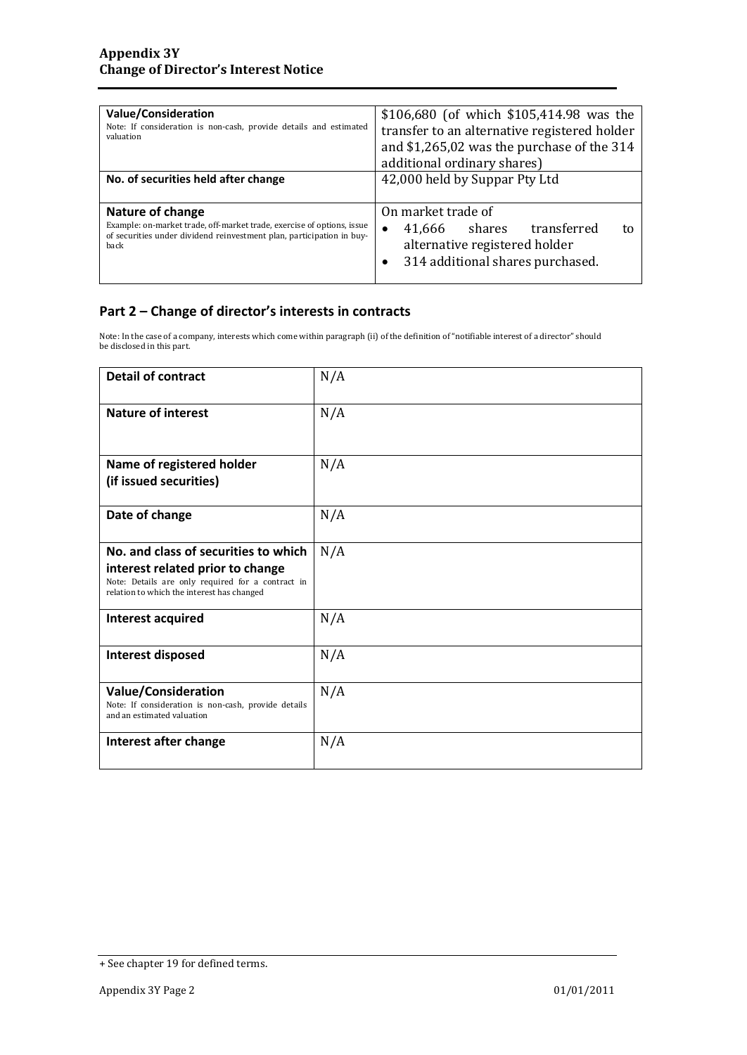| | |
|---|---|
| **Value/Consideration**<br>Note: If consideration is non-cash, provide details and estimated valuation | $106,680 (of which $105,414.98 was the transfer to an alternative registered holder and $1,265,02 was the purchase of the 314 additional ordinary shares) |
| **No. of securities held after change** | 42,000 held by Suppar Pty Ltd |
| **Nature of change**<br>Example: on-market trade, off-market trade, exercise of options, issue of securities under dividend reinvestment plan, participation in buy-back | On market trade of<br>• 41,666 shares transferred to alternative registered holder<br>• 314 additional shares purchased. |

## Part 2 – Change of director's interests in contracts

Note: In the case of a company, interests which come within paragraph (ii) of the definition of "notifiable interest of a director" should be disclosed in this part.

| | |
|---|---|
| **Detail of contract** | N/A |
| **Nature of interest** | N/A |
| **Name of registered holder (if issued securities)** | N/A |
| **Date of change** | N/A |
| **No. and class of securities to which interest related prior to change**<br>Note: Details are only required for a contract in relation to which the interest has changed | N/A |
| **Interest acquired** | N/A |
| **Interest disposed** | N/A |
| **Value/Consideration**<br>Note: If consideration is non-cash, provide details and an estimated valuation | N/A |
| **Interest after change** | N/A |

+ See chapter 19 for defined terms.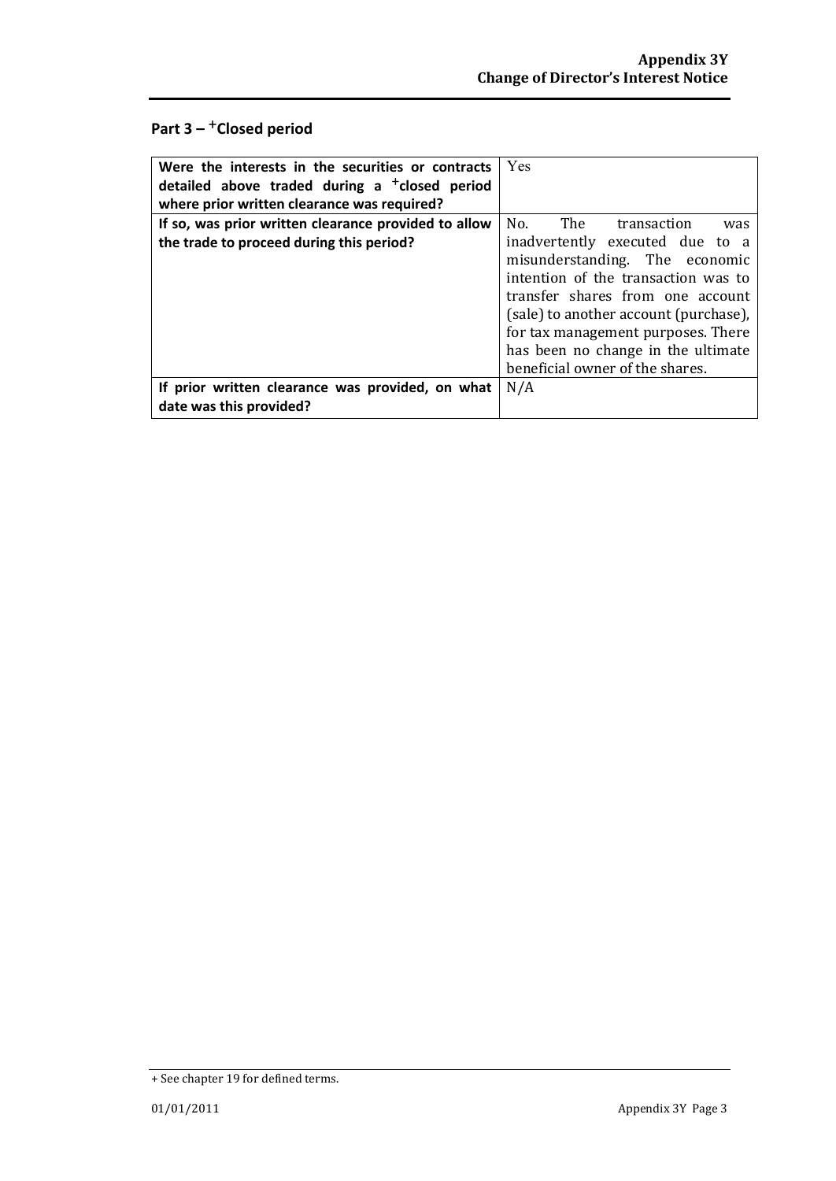## Part 3 – +Closed period

| | |
|---|---|
| **Were the interests in the securities or contracts detailed above traded during a +closed period where prior written clearance was required?** | Yes |
| **If so, was prior written clearance provided to allow the trade to proceed during this period?** | No. The transaction was inadvertently executed due to a misunderstanding. The economic intention of the transaction was to transfer shares from one account (sale) to another account (purchase), for tax management purposes. There has been no change in the ultimate beneficial owner of the shares. |
| **If prior written clearance was provided, on what date was this provided?** | N/A |

+ See chapter 19 for defined terms.